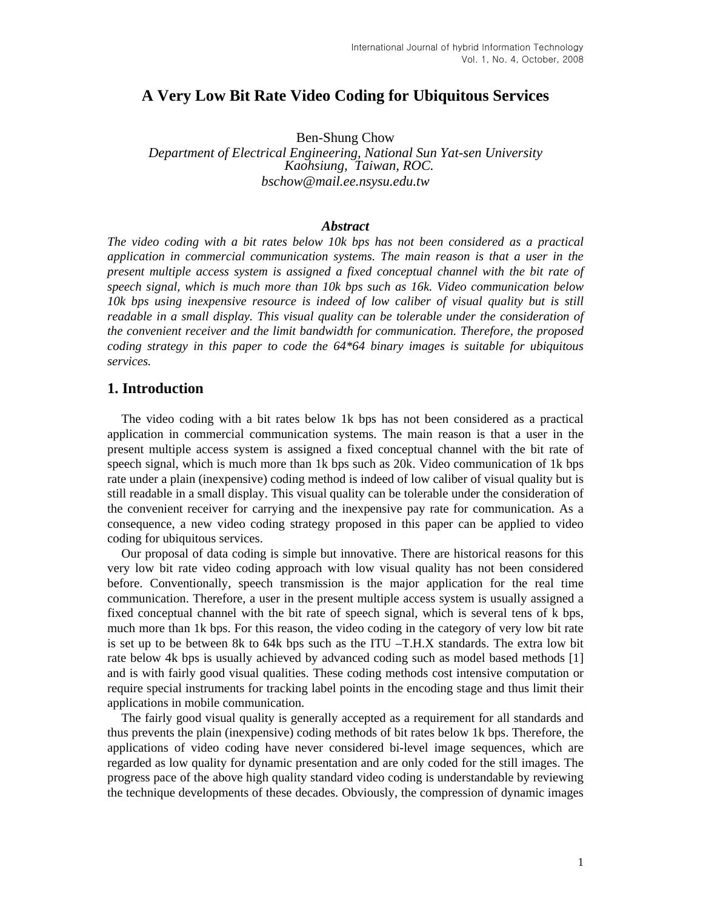# A Very Low Bit Rate Video Coding for Ubiquitous Services

Ben-Shung Chow

*Department of Electrical Engineering, National Sun Yat-sen University*
*Kaohsiung, Taiwan, ROC.*
*bschow@mail.ee.nsysu.edu.tw*

### *Abstract*

*The video coding with a bit rates below 10k bps has not been considered as a practical application in commercial communication systems. The main reason is that a user in the present multiple access system is assigned a fixed conceptual channel with the bit rate of speech signal, which is much more than 10k bps such as 16k. Video communication below 10k bps using inexpensive resource is indeed of low caliber of visual quality but is still readable in a small display. This visual quality can be tolerable under the consideration of the convenient receiver and the limit bandwidth for communication. Therefore, the proposed coding strategy in this paper to code the 64*64 binary images is suitable for ubiquitous services.*

## 1. Introduction

The video coding with a bit rates below 1k bps has not been considered as a practical application in commercial communication systems. The main reason is that a user in the present multiple access system is assigned a fixed conceptual channel with the bit rate of speech signal, which is much more than 1k bps such as 20k. Video communication of 1k bps rate under a plain (inexpensive) coding method is indeed of low caliber of visual quality but is still readable in a small display. This visual quality can be tolerable under the consideration of the convenient receiver for carrying and the inexpensive pay rate for communication. As a consequence, a new video coding strategy proposed in this paper can be applied to video coding for ubiquitous services.

Our proposal of data coding is simple but innovative. There are historical reasons for this very low bit rate video coding approach with low visual quality has not been considered before. Conventionally, speech transmission is the major application for the real time communication. Therefore, a user in the present multiple access system is usually assigned a fixed conceptual channel with the bit rate of speech signal, which is several tens of k bps, much more than 1k bps. For this reason, the video coding in the category of very low bit rate is set up to be between 8k to 64k bps such as the ITU –T.H.X standards. The extra low bit rate below 4k bps is usually achieved by advanced coding such as model based methods [1] and is with fairly good visual qualities. These coding methods cost intensive computation or require special instruments for tracking label points in the encoding stage and thus limit their applications in mobile communication.

The fairly good visual quality is generally accepted as a requirement for all standards and thus prevents the plain (inexpensive) coding methods of bit rates below 1k bps. Therefore, the applications of video coding have never considered bi-level image sequences, which are regarded as low quality for dynamic presentation and are only coded for the still images. The progress pace of the above high quality standard video coding is understandable by reviewing the technique developments of these decades. Obviously, the compression of dynamic images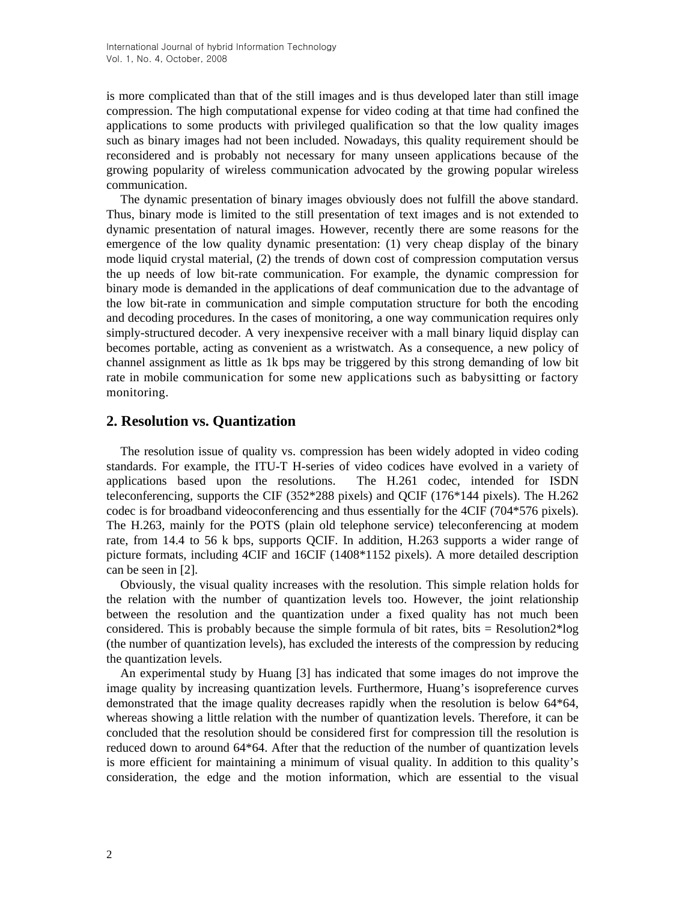is more complicated than that of the still images and is thus developed later than still image compression. The high computational expense for video coding at that time had confined the applications to some products with privileged qualification so that the low quality images such as binary images had not been included. Nowadays, this quality requirement should be reconsidered and is probably not necessary for many unseen applications because of the growing popularity of wireless communication advocated by the growing popular wireless communication.

The dynamic presentation of binary images obviously does not fulfill the above standard. Thus, binary mode is limited to the still presentation of text images and is not extended to dynamic presentation of natural images. However, recently there are some reasons for the emergence of the low quality dynamic presentation: (1) very cheap display of the binary mode liquid crystal material, (2) the trends of down cost of compression computation versus the up needs of low bit-rate communication. For example, the dynamic compression for binary mode is demanded in the applications of deaf communication due to the advantage of the low bit-rate in communication and simple computation structure for both the encoding and decoding procedures. In the cases of monitoring, a one way communication requires only simply-structured decoder. A very inexpensive receiver with a mall binary liquid display can becomes portable, acting as convenient as a wristwatch. As a consequence, a new policy of channel assignment as little as 1k bps may be triggered by this strong demanding of low bit rate in mobile communication for some new applications such as babysitting or factory monitoring.

## 2. Resolution vs. Quantization

The resolution issue of quality vs. compression has been widely adopted in video coding standards. For example, the ITU-T H-series of video codices have evolved in a variety of applications based upon the resolutions. The H.261 codec, intended for ISDN teleconferencing, supports the CIF (352*288 pixels) and QCIF (176*144 pixels). The H.262 codec is for broadband videoconferencing and thus essentially for the 4CIF (704*576 pixels). The H.263, mainly for the POTS (plain old telephone service) teleconferencing at modem rate, from 14.4 to 56 k bps, supports QCIF. In addition, H.263 supports a wider range of picture formats, including 4CIF and 16CIF (1408*1152 pixels). A more detailed description can be seen in [2].

Obviously, the visual quality increases with the resolution. This simple relation holds for the relation with the number of quantization levels too. However, the joint relationship between the resolution and the quantization under a fixed quality has not much been considered. This is probably because the simple formula of bit rates, bits = $\text{Resolution}^2 * \log$ (the number of quantization levels), has excluded the interests of the compression by reducing the quantization levels.

An experimental study by Huang [3] has indicated that some images do not improve the image quality by increasing quantization levels. Furthermore, Huang's isopreference curves demonstrated that the image quality decreases rapidly when the resolution is below 64*64, whereas showing a little relation with the number of quantization levels. Therefore, it can be concluded that the resolution should be considered first for compression till the resolution is reduced down to around 64*64. After that the reduction of the number of quantization levels is more efficient for maintaining a minimum of visual quality. In addition to this quality's consideration, the edge and the motion information, which are essential to the visual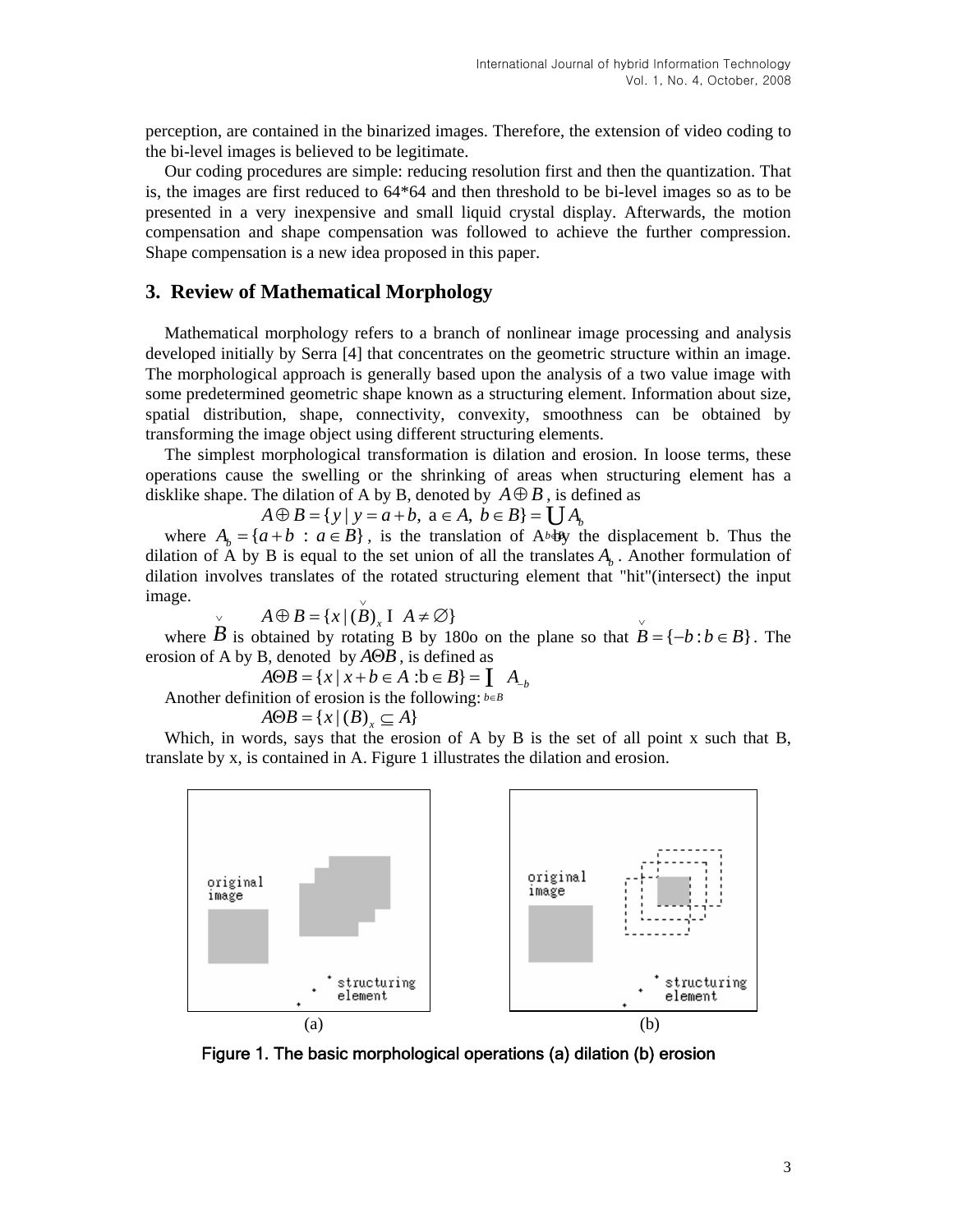perception, are contained in the binarized images. Therefore, the extension of video coding to the bi-level images is believed to be legitimate.

Our coding procedures are simple: reducing resolution first and then the quantization. That is, the images are first reduced to 64*64 and then threshold to be bi-level images so as to be presented in a very inexpensive and small liquid crystal display. Afterwards, the motion compensation and shape compensation was followed to achieve the further compression. Shape compensation is a new idea proposed in this paper.

## 3. Review of Mathematical Morphology

Mathematical morphology refers to a branch of nonlinear image processing and analysis developed initially by Serra [4] that concentrates on the geometric structure within an image. The morphological approach is generally based upon the analysis of a two value image with some predetermined geometric shape known as a structuring element. Information about size, spatial distribution, shape, connectivity, convexity, smoothness can be obtained by transforming the image object using different structuring elements.

The simplest morphological transformation is dilation and erosion. In loose terms, these operations cause the swelling or the shrinking of areas when structuring element has a disklike shape. The dilation of A by B, denoted by $A \oplus B$, is defined as

$$A \oplus B = \{y \mid y = a + b,\ a \in A,\ b \in B\} = \bigcup_{b \in B} A_b$$

where $A_b = \{a + b \ :\ a \in B\}$, is the translation of A by the displacement b. Thus the dilation of A by B is equal to the set union of all the translates $A_b$. Another formulation of dilation involves translates of the rotated structuring element that "hit"(intersect) the input image.

$$A \oplus B = \{x \mid (\check{B})_x \cap A \neq \emptyset\}$$

where $\check{B}$ is obtained by rotating B by 180o on the plane so that $\check{B} = \{-b : b \in B\}$. The erosion of A by B, denoted by $A \Theta B$, is defined as

$$A \Theta B = \{x \mid x + b \in A \ : b \in B\} = \bigcap_{b \in B} A_{-b}$$

Another definition of erosion is the following:

$$A \Theta B = \{x \mid (B)_x \subseteq A\}$$

Which, in words, says that the erosion of A by B is the set of all point x such that B, translate by x, is contained in A. Figure 1 illustrates the dilation and erosion.

(a) (b)

Figure 1. The basic morphological operations (a) dilation (b) erosion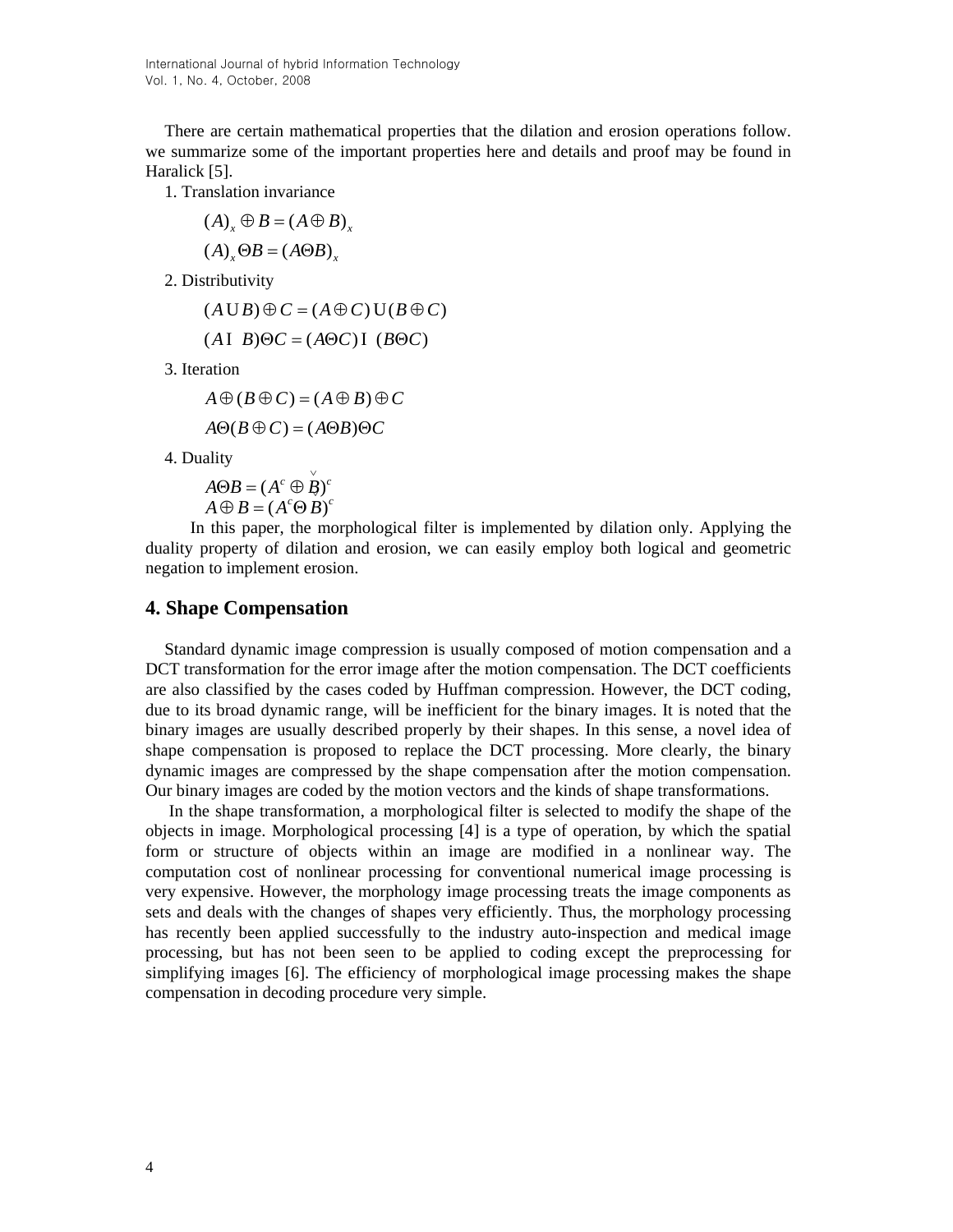There are certain mathematical properties that the dilation and erosion operations follow. we summarize some of the important properties here and details and proof may be found in Haralick [5].

1. Translation invariance

$$(A)_x \oplus B = (A \oplus B)_x$$

$$(A)_x \Theta B = (A \Theta B)_x$$

2. Distributivity

$$(A \cup B) \oplus C = (A \oplus C) \cup (B \oplus C)$$

$$(A \cap B) \Theta C = (A \Theta C) \cap (B \Theta C)$$

3. Iteration

$$A \oplus (B \oplus C) = (A \oplus B) \oplus C$$

$$A \Theta (B \oplus C) = (A \Theta B) \Theta C$$

4. Duality

$$A \Theta B = (A^c \oplus \check{B})^c$$

$$A \oplus B = (A^c \Theta \check{B})^c$$

In this paper, the morphological filter is implemented by dilation only. Applying the duality property of dilation and erosion, we can easily employ both logical and geometric negation to implement erosion.

## 4. Shape Compensation

Standard dynamic image compression is usually composed of motion compensation and a DCT transformation for the error image after the motion compensation. The DCT coefficients are also classified by the cases coded by Huffman compression. However, the DCT coding, due to its broad dynamic range, will be inefficient for the binary images. It is noted that the binary images are usually described properly by their shapes. In this sense, a novel idea of shape compensation is proposed to replace the DCT processing. More clearly, the binary dynamic images are compressed by the shape compensation after the motion compensation. Our binary images are coded by the motion vectors and the kinds of shape transformations.

In the shape transformation, a morphological filter is selected to modify the shape of the objects in image. Morphological processing [4] is a type of operation, by which the spatial form or structure of objects within an image are modified in a nonlinear way. The computation cost of nonlinear processing for conventional numerical image processing is very expensive. However, the morphology image processing treats the image components as sets and deals with the changes of shapes very efficiently. Thus, the morphology processing has recently been applied successfully to the industry auto-inspection and medical image processing, but has not been seen to be applied to coding except the preprocessing for simplifying images [6]. The efficiency of morphological image processing makes the shape compensation in decoding procedure very simple.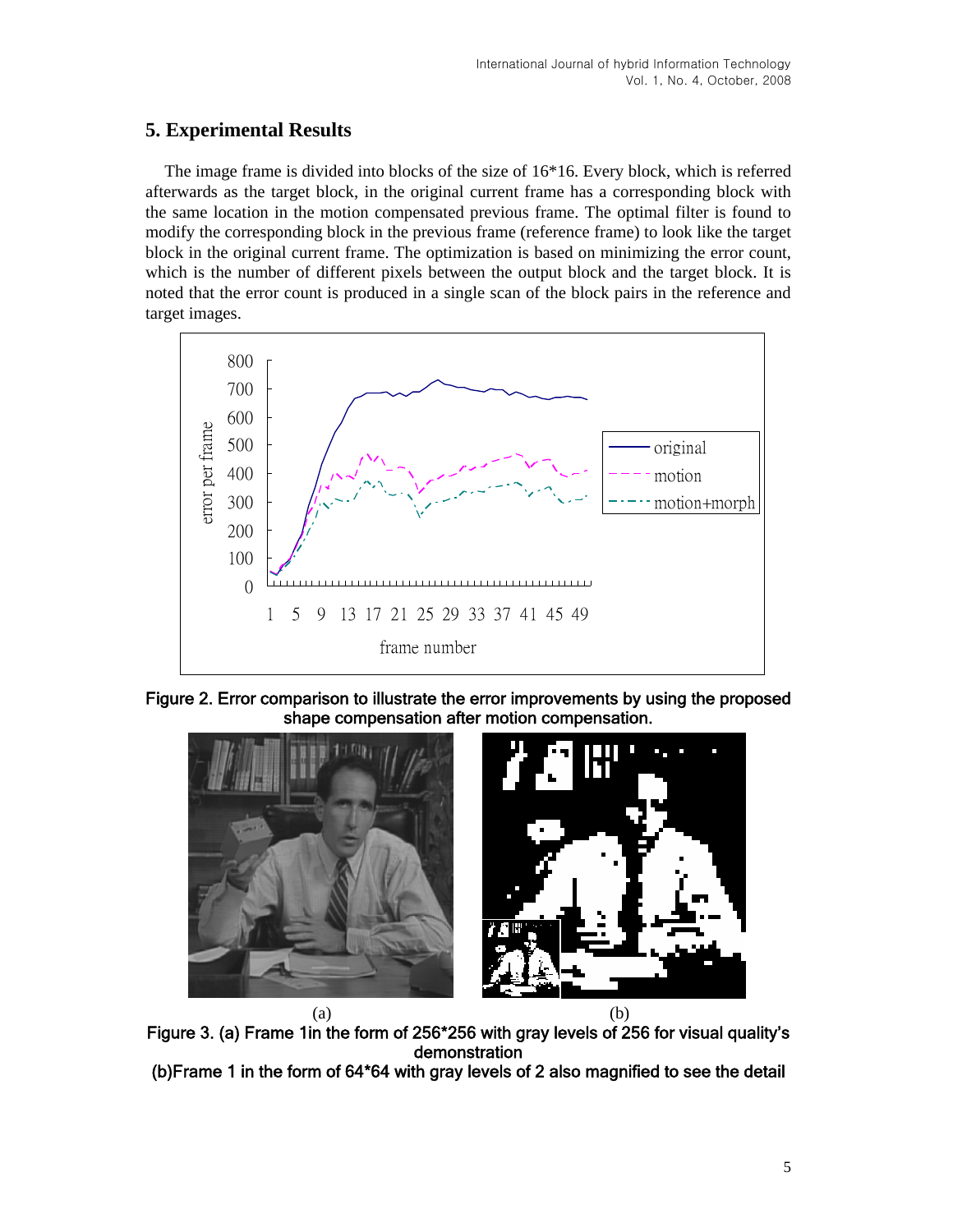## 5. Experimental Results

The image frame is divided into blocks of the size of 16*16. Every block, which is referred afterwards as the target block, in the original current frame has a corresponding block with the same location in the motion compensated previous frame. The optimal filter is found to modify the corresponding block in the previous frame (reference frame) to look like the target block in the original current frame. The optimization is based on minimizing the error count, which is the number of different pixels between the output block and the target block. It is noted that the error count is produced in a single scan of the block pairs in the reference and target images.

**Figure 2. Error comparison to illustrate the error improvements by using the proposed shape compensation after motion compensation.**

(a) (b)

**Figure 3. (a) Frame 1in the form of 256*256 with gray levels of 256 for visual quality's demonstration**

**(b)Frame 1 in the form of 64*64 with gray levels of 2 also magnified to see the detail**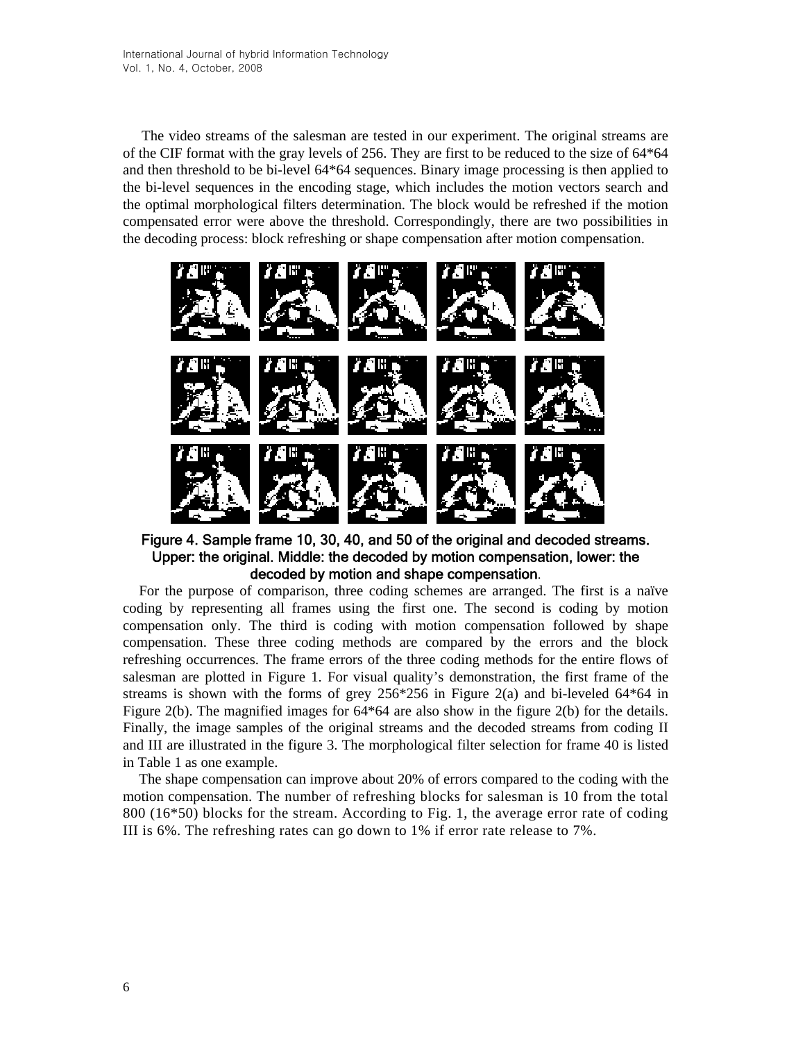The video streams of the salesman are tested in our experiment. The original streams are of the CIF format with the gray levels of 256. They are first to be reduced to the size of 64*64 and then threshold to be bi-level 64*64 sequences. Binary image processing is then applied to the bi-level sequences in the encoding stage, which includes the motion vectors search and the optimal morphological filters determination. The block would be refreshed if the motion compensated error were above the threshold. Correspondingly, there are two possibilities in the decoding process: block refreshing or shape compensation after motion compensation.

**Figure 4. Sample frame 10, 30, 40, and 50 of the original and decoded streams. Upper: the original. Middle: the decoded by motion compensation, lower: the decoded by motion and shape compensation.**

For the purpose of comparison, three coding schemes are arranged. The first is a naïve coding by representing all frames using the first one. The second is coding by motion compensation only. The third is coding with motion compensation followed by shape compensation. These three coding methods are compared by the errors and the block refreshing occurrences. The frame errors of the three coding methods for the entire flows of salesman are plotted in Figure 1. For visual quality's demonstration, the first frame of the streams is shown with the forms of grey 256*256 in Figure 2(a) and bi-leveled 64*64 in Figure 2(b). The magnified images for 64*64 are also show in the figure 2(b) for the details. Finally, the image samples of the original streams and the decoded streams from coding II and III are illustrated in the figure 3. The morphological filter selection for frame 40 is listed in Table 1 as one example.

The shape compensation can improve about 20% of errors compared to the coding with the motion compensation. The number of refreshing blocks for salesman is 10 from the total 800 (16*50) blocks for the stream. According to Fig. 1, the average error rate of coding III is 6%. The refreshing rates can go down to 1% if error rate release to 7%.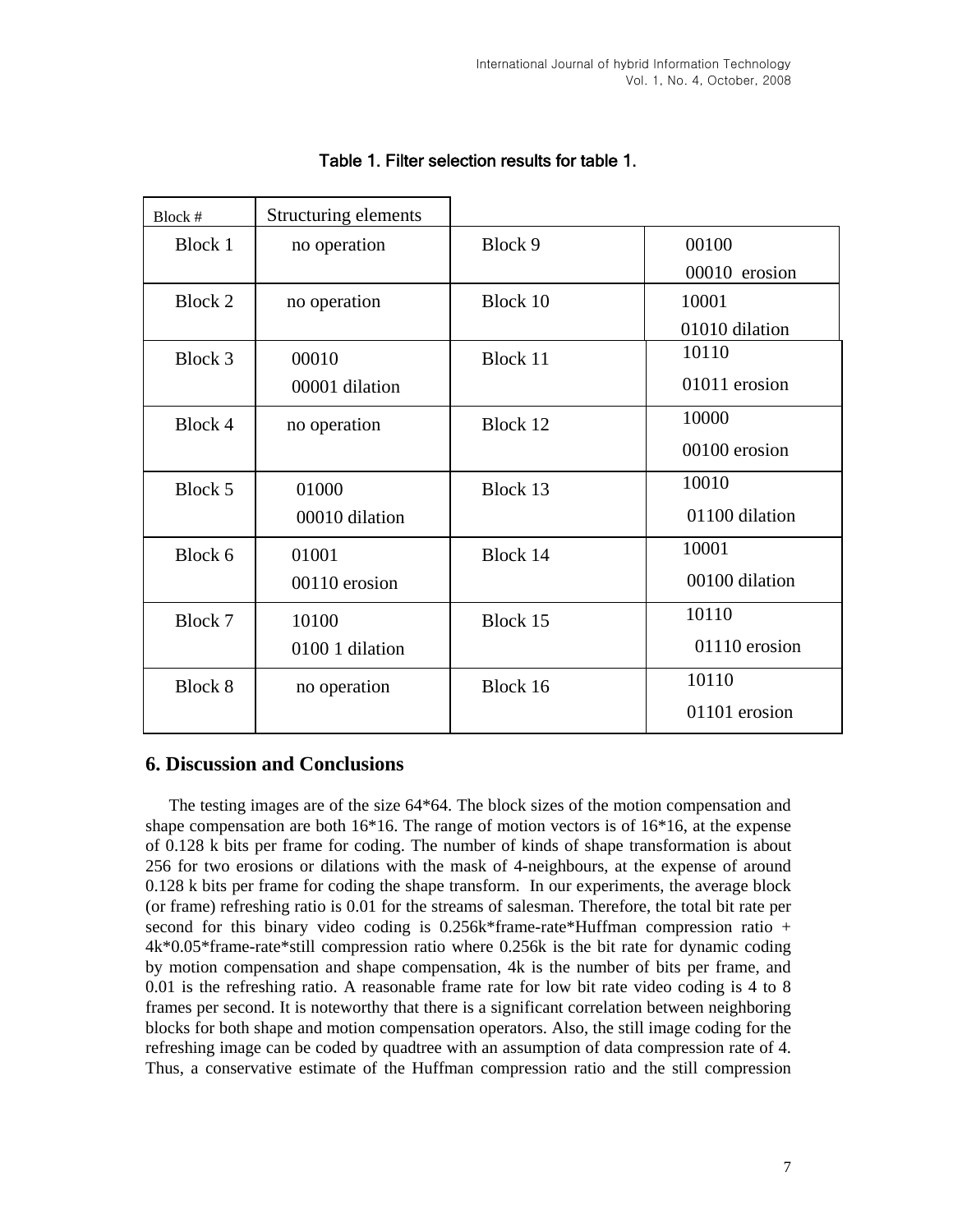Table 1. Filter selection results for table 1.

| Block # | Structuring elements | | |
|---|---|---|---|
| Block 1 | no operation | Block 9 | 00100<br>00010 erosion |
| Block 2 | no operation | Block 10 | 10001<br>01010 dilation |
| Block 3 | 00010<br>00001 dilation | Block 11 | 10110<br>01011 erosion |
| Block 4 | no operation | Block 12 | 10000<br>00100 erosion |
| Block 5 | 01000<br>00010 dilation | Block 13 | 10010<br>01100 dilation |
| Block 6 | 01001<br>00110 erosion | Block 14 | 10001<br>00100 dilation |
| Block 7 | 10100<br>0100 1 dilation | Block 15 | 10110<br>01110 erosion |
| Block 8 | no operation | Block 16 | 10110<br>01101 erosion |

## 6. Discussion and Conclusions

The testing images are of the size 64*64. The block sizes of the motion compensation and shape compensation are both 16*16. The range of motion vectors is of 16*16, at the expense of 0.128 k bits per frame for coding. The number of kinds of shape transformation is about 256 for two erosions or dilations with the mask of 4-neighbours, at the expense of around 0.128 k bits per frame for coding the shape transform. In our experiments, the average block (or frame) refreshing ratio is 0.01 for the streams of salesman. Therefore, the total bit rate per second for this binary video coding is 0.256k*frame-rate*Huffman compression ratio + 4k*0.05*frame-rate*still compression ratio where 0.256k is the bit rate for dynamic coding by motion compensation and shape compensation, 4k is the number of bits per frame, and 0.01 is the refreshing ratio. A reasonable frame rate for low bit rate video coding is 4 to 8 frames per second. It is noteworthy that there is a significant correlation between neighboring blocks for both shape and motion compensation operators. Also, the still image coding for the refreshing image can be coded by quadtree with an assumption of data compression rate of 4. Thus, a conservative estimate of the Huffman compression ratio and the still compression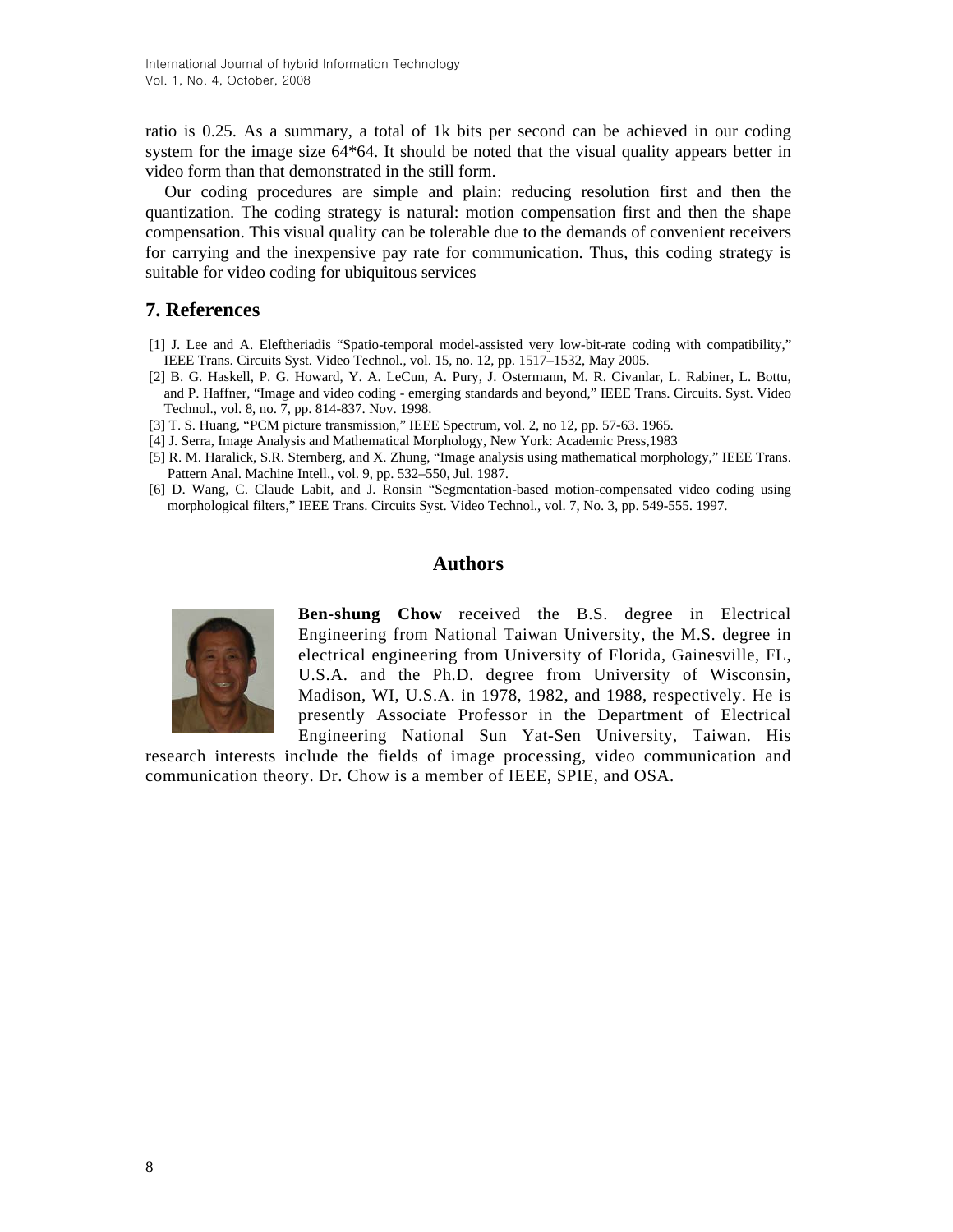ratio is 0.25. As a summary, a total of 1k bits per second can be achieved in our coding system for the image size 64*64. It should be noted that the visual quality appears better in video form than that demonstrated in the still form.

Our coding procedures are simple and plain: reducing resolution first and then the quantization. The coding strategy is natural: motion compensation first and then the shape compensation. This visual quality can be tolerable due to the demands of convenient receivers for carrying and the inexpensive pay rate for communication. Thus, this coding strategy is suitable for video coding for ubiquitous services

## 7. References

[1] J. Lee and A. Eleftheriadis "Spatio-temporal model-assisted very low-bit-rate coding with compatibility," IEEE Trans. Circuits Syst. Video Technol., vol. 15, no. 12, pp. 1517–1532, May 2005.

[2] B. G. Haskell, P. G. Howard, Y. A. LeCun, A. Pury, J. Ostermann, M. R. Civanlar, L. Rabiner, L. Bottu, and P. Haffner, "Image and video coding - emerging standards and beyond," IEEE Trans. Circuits. Syst. Video Technol., vol. 8, no. 7, pp. 814-837. Nov. 1998.

[3] T. S. Huang, "PCM picture transmission," IEEE Spectrum, vol. 2, no 12, pp. 57-63. 1965.

[4] J. Serra, Image Analysis and Mathematical Morphology, New York: Academic Press,1983

[5] R. M. Haralick, S.R. Sternberg, and X. Zhung, "Image analysis using mathematical morphology," IEEE Trans. Pattern Anal. Machine Intell., vol. 9, pp. 532–550, Jul. 1987.

[6] D. Wang, C. Claude Labit, and J. Ronsin "Segmentation-based motion-compensated video coding using morphological filters," IEEE Trans. Circuits Syst. Video Technol., vol. 7, No. 3, pp. 549-555. 1997.

## Authors

**Ben-shung Chow** received the B.S. degree in Electrical Engineering from National Taiwan University, the M.S. degree in electrical engineering from University of Florida, Gainesville, FL, U.S.A. and the Ph.D. degree from University of Wisconsin, Madison, WI, U.S.A. in 1978, 1982, and 1988, respectively. He is presently Associate Professor in the Department of Electrical Engineering National Sun Yat-Sen University, Taiwan. His research interests include the fields of image processing, video communication and communication theory. Dr. Chow is a member of IEEE, SPIE, and OSA.